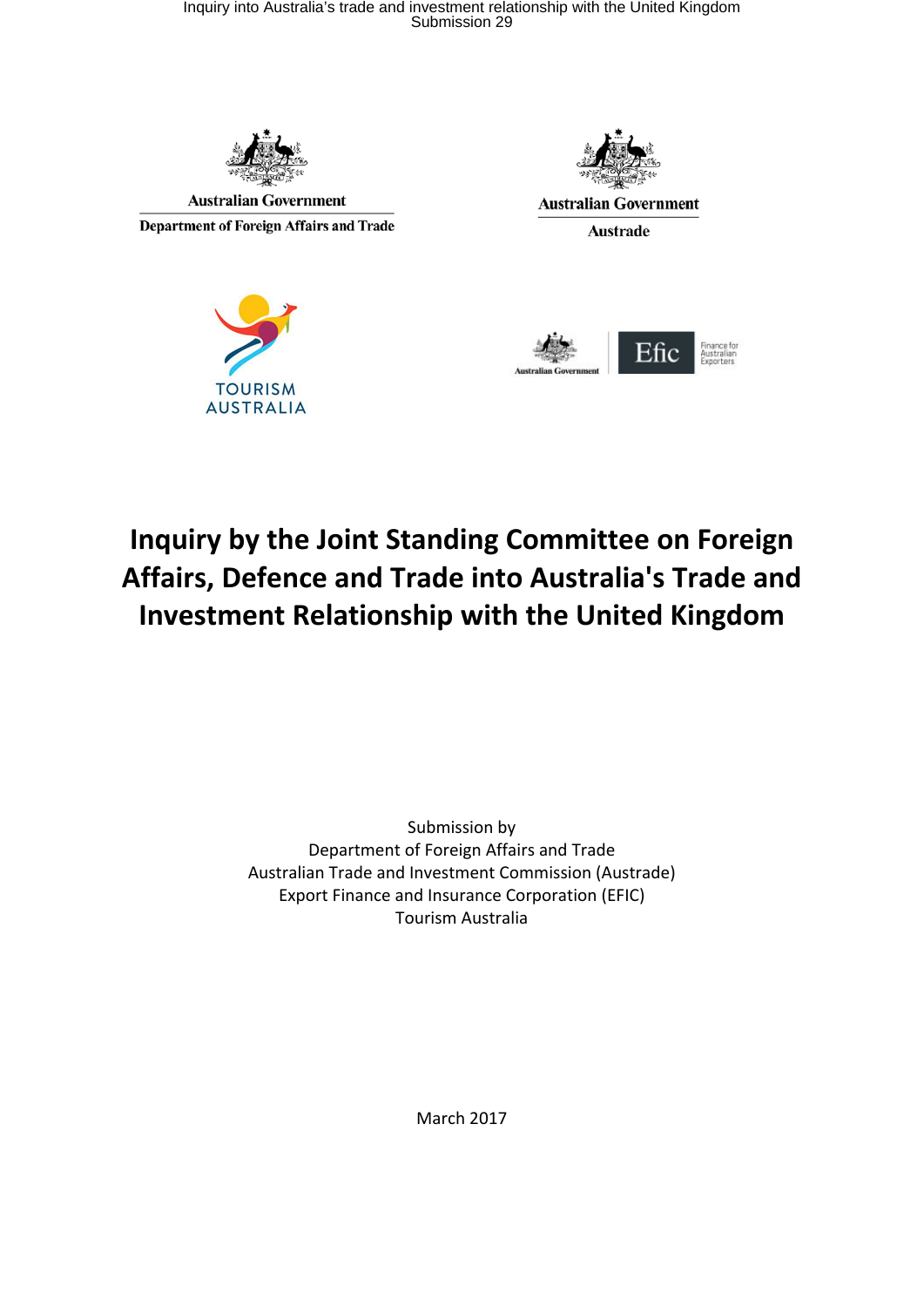Australian Government

Department of Foreign Affairs and Trade

Australian Government

Austrade

TOURISM AUSTRALIA

Australian Government

Efic Finance for Australian Exporters

# Inquiry by the Joint Standing Committee on Foreign Affairs, Defence and Trade into Australia's Trade and Investment Relationship with the United Kingdom

Submission by
Department of Foreign Affairs and Trade
Australian Trade and Investment Commission (Austrade)
Export Finance and Insurance Corporation (EFIC)
Tourism Australia

March 2017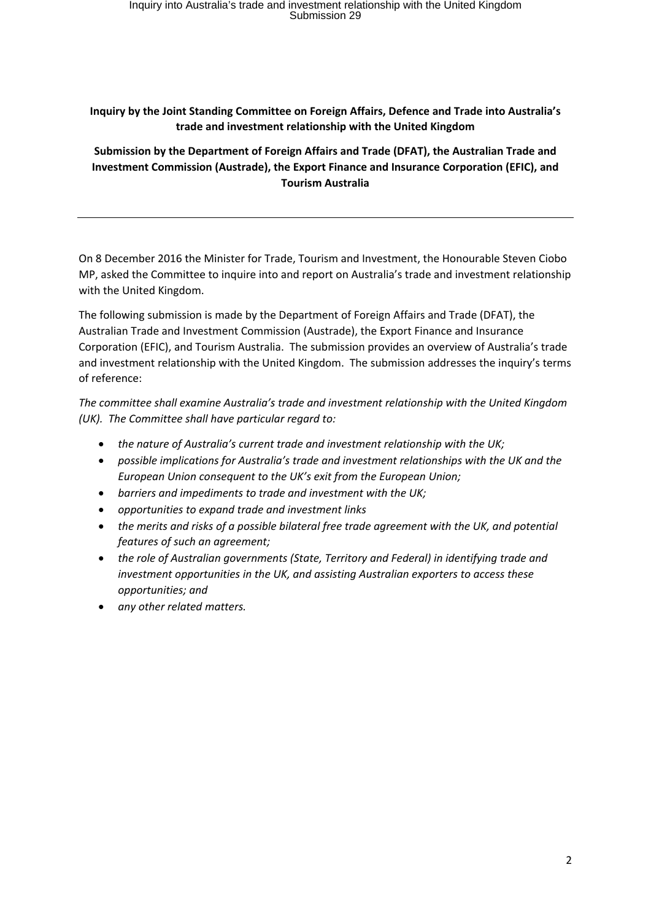**Inquiry by the Joint Standing Committee on Foreign Affairs, Defence and Trade into Australia's trade and investment relationship with the United Kingdom**

**Submission by the Department of Foreign Affairs and Trade (DFAT), the Australian Trade and Investment Commission (Austrade), the Export Finance and Insurance Corporation (EFIC), and Tourism Australia**

---

On 8 December 2016 the Minister for Trade, Tourism and Investment, the Honourable Steven Ciobo MP, asked the Committee to inquire into and report on Australia's trade and investment relationship with the United Kingdom.

The following submission is made by the Department of Foreign Affairs and Trade (DFAT), the Australian Trade and Investment Commission (Austrade), the Export Finance and Insurance Corporation (EFIC), and Tourism Australia. The submission provides an overview of Australia's trade and investment relationship with the United Kingdom. The submission addresses the inquiry's terms of reference:

*The committee shall examine Australia's trade and investment relationship with the United Kingdom (UK). The Committee shall have particular regard to:*

- *the nature of Australia's current trade and investment relationship with the UK;*
- *possible implications for Australia's trade and investment relationships with the UK and the European Union consequent to the UK's exit from the European Union;*
- *barriers and impediments to trade and investment with the UK;*
- *opportunities to expand trade and investment links*
- *the merits and risks of a possible bilateral free trade agreement with the UK, and potential features of such an agreement;*
- *the role of Australian governments (State, Territory and Federal) in identifying trade and investment opportunities in the UK, and assisting Australian exporters to access these opportunities; and*
- *any other related matters.*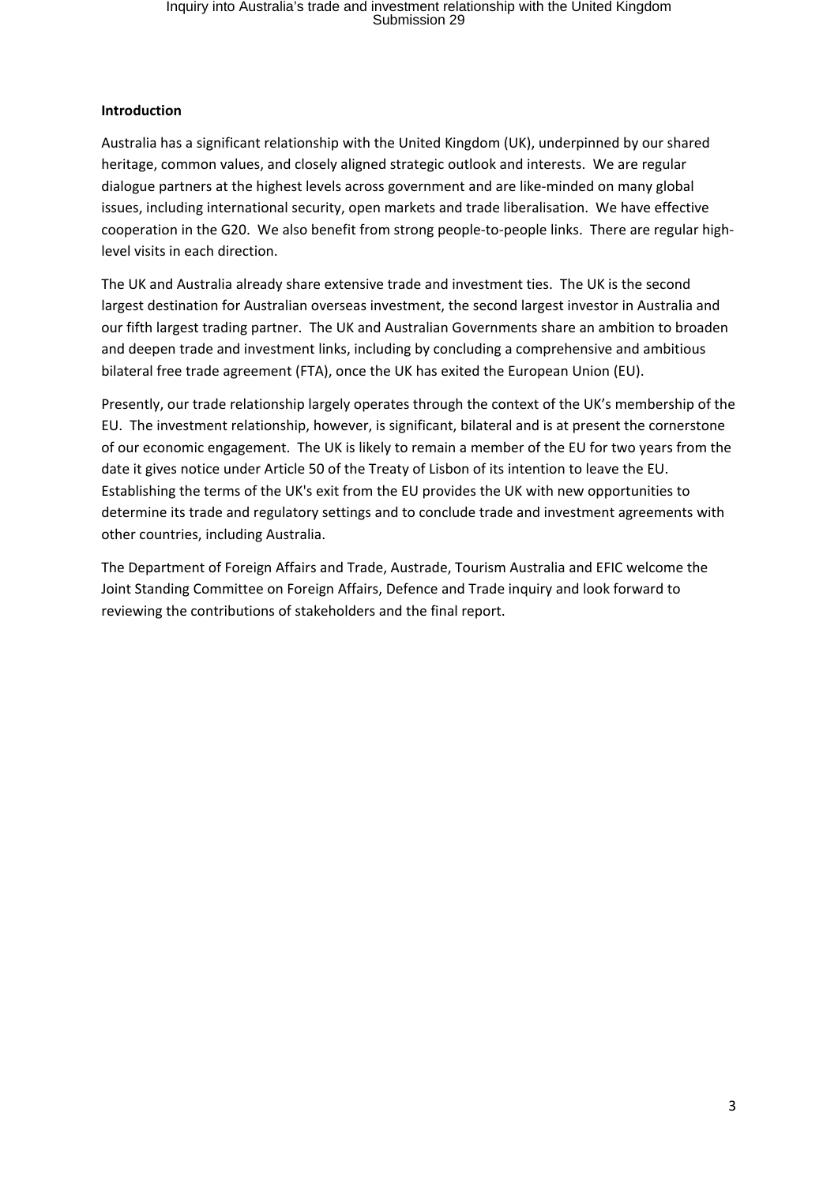**Introduction**

Australia has a significant relationship with the United Kingdom (UK), underpinned by our shared heritage, common values, and closely aligned strategic outlook and interests. We are regular dialogue partners at the highest levels across government and are like-minded on many global issues, including international security, open markets and trade liberalisation. We have effective cooperation in the G20. We also benefit from strong people-to-people links. There are regular high-level visits in each direction.

The UK and Australia already share extensive trade and investment ties. The UK is the second largest destination for Australian overseas investment, the second largest investor in Australia and our fifth largest trading partner. The UK and Australian Governments share an ambition to broaden and deepen trade and investment links, including by concluding a comprehensive and ambitious bilateral free trade agreement (FTA), once the UK has exited the European Union (EU).

Presently, our trade relationship largely operates through the context of the UK's membership of the EU. The investment relationship, however, is significant, bilateral and is at present the cornerstone of our economic engagement. The UK is likely to remain a member of the EU for two years from the date it gives notice under Article 50 of the Treaty of Lisbon of its intention to leave the EU. Establishing the terms of the UK's exit from the EU provides the UK with new opportunities to determine its trade and regulatory settings and to conclude trade and investment agreements with other countries, including Australia.

The Department of Foreign Affairs and Trade, Austrade, Tourism Australia and EFIC welcome the Joint Standing Committee on Foreign Affairs, Defence and Trade inquiry and look forward to reviewing the contributions of stakeholders and the final report.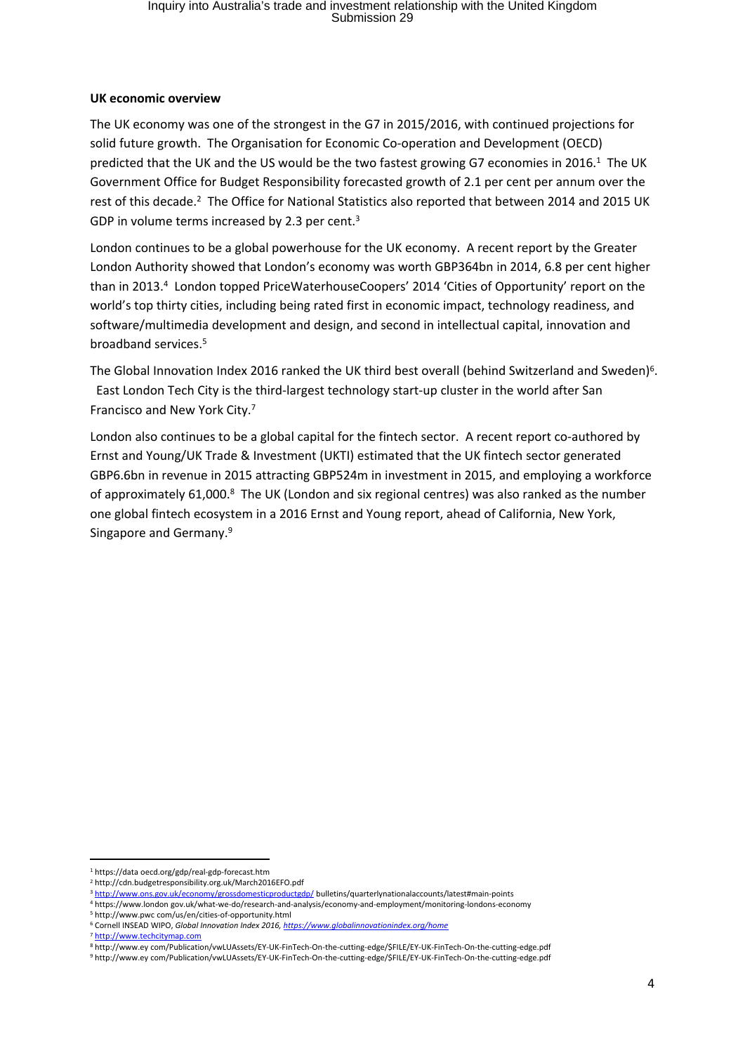**UK economic overview**

The UK economy was one of the strongest in the G7 in 2015/2016, with continued projections for solid future growth. The Organisation for Economic Co-operation and Development (OECD) predicted that the UK and the US would be the two fastest growing G7 economies in 2016.[1] The UK Government Office for Budget Responsibility forecasted growth of 2.1 per cent per annum over the rest of this decade.[2] The Office for National Statistics also reported that between 2014 and 2015 UK GDP in volume terms increased by 2.3 per cent.[3]

London continues to be a global powerhouse for the UK economy. A recent report by the Greater London Authority showed that London's economy was worth GBP364bn in 2014, 6.8 per cent higher than in 2013.[4] London topped PriceWaterhouseCoopers' 2014 'Cities of Opportunity' report on the world's top thirty cities, including being rated first in economic impact, technology readiness, and software/multimedia development and design, and second in intellectual capital, innovation and broadband services.[5]

The Global Innovation Index 2016 ranked the UK third best overall (behind Switzerland and Sweden)[6]. East London Tech City is the third-largest technology start-up cluster in the world after San Francisco and New York City.[7]

London also continues to be a global capital for the fintech sector. A recent report co-authored by Ernst and Young/UK Trade & Investment (UKTI) estimated that the UK fintech sector generated GBP6.6bn in revenue in 2015 attracting GBP524m in investment in 2015, and employing a workforce of approximately 61,000.[8] The UK (London and six regional centres) was also ranked as the number one global fintech ecosystem in a 2016 Ernst and Young report, ahead of California, New York, Singapore and Germany.[9]

---

[1] https://data oecd.org/gdp/real-gdp-forecast.htm

[2] http://cdn.budgetresponsibility.org.uk/March2016EFO.pdf

[3] http://www.ons.gov.uk/economy/grossdomesticproductgdp/ bulletins/quarterlynationalaccounts/latest#main-points

[4] https://www.london gov.uk/what-we-do/research-and-analysis/economy-and-employment/monitoring-londons-economy

[5] http://www.pwc com/us/en/cities-of-opportunity.html

[6] Cornell INSEAD WIPO, *Global Innovation Index 2016, https://www.globalinnovationindex.org/home*

[7] http://www.techcitymap.com

[8] http://www.ey com/Publication/vwLUAssets/EY-UK-FinTech-On-the-cutting-edge/$FILE/EY-UK-FinTech-On-the-cutting-edge.pdf

[9] http://www.ey com/Publication/vwLUAssets/EY-UK-FinTech-On-the-cutting-edge/$FILE/EY-UK-FinTech-On-the-cutting-edge.pdf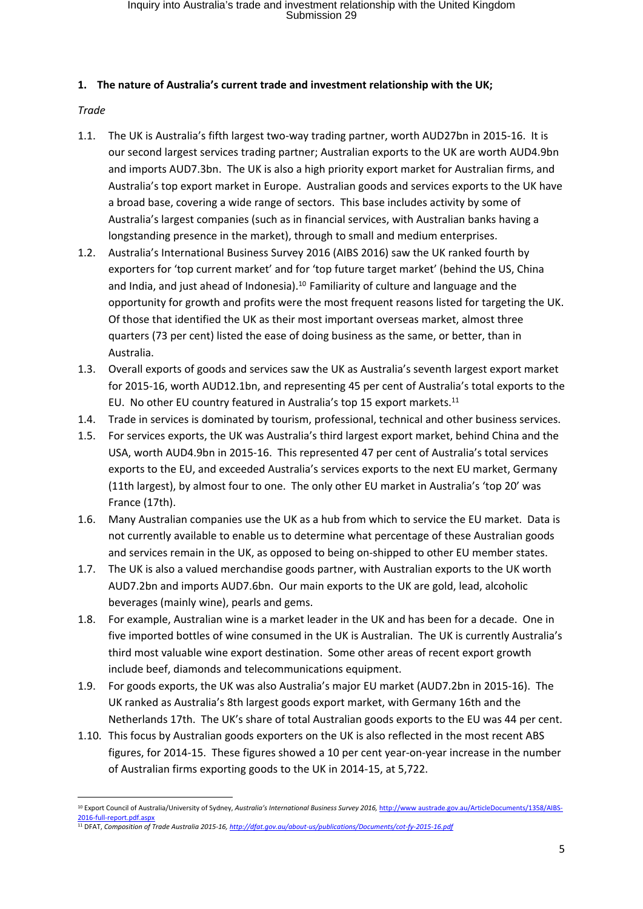**1. The nature of Australia's current trade and investment relationship with the UK;**

*Trade*

1.1. The UK is Australia's fifth largest two-way trading partner, worth AUD27bn in 2015-16. It is our second largest services trading partner; Australian exports to the UK are worth AUD4.9bn and imports AUD7.3bn. The UK is also a high priority export market for Australian firms, and Australia's top export market in Europe. Australian goods and services exports to the UK have a broad base, covering a wide range of sectors. This base includes activity by some of Australia's largest companies (such as in financial services, with Australian banks having a longstanding presence in the market), through to small and medium enterprises.

1.2. Australia's International Business Survey 2016 (AIBS 2016) saw the UK ranked fourth by exporters for 'top current market' and for 'top future target market' (behind the US, China and India, and just ahead of Indonesia).[10] Familiarity of culture and language and the opportunity for growth and profits were the most frequent reasons listed for targeting the UK. Of those that identified the UK as their most important overseas market, almost three quarters (73 per cent) listed the ease of doing business as the same, or better, than in Australia.

1.3. Overall exports of goods and services saw the UK as Australia's seventh largest export market for 2015-16, worth AUD12.1bn, and representing 45 per cent of Australia's total exports to the EU. No other EU country featured in Australia's top 15 export markets.[11]

1.4. Trade in services is dominated by tourism, professional, technical and other business services.

1.5. For services exports, the UK was Australia's third largest export market, behind China and the USA, worth AUD4.9bn in 2015-16. This represented 47 per cent of Australia's total services exports to the EU, and exceeded Australia's services exports to the next EU market, Germany (11th largest), by almost four to one. The only other EU market in Australia's 'top 20' was France (17th).

1.6. Many Australian companies use the UK as a hub from which to service the EU market. Data is not currently available to enable us to determine what percentage of these Australian goods and services remain in the UK, as opposed to being on-shipped to other EU member states.

1.7. The UK is also a valued merchandise goods partner, with Australian exports to the UK worth AUD7.2bn and imports AUD7.6bn. Our main exports to the UK are gold, lead, alcoholic beverages (mainly wine), pearls and gems.

1.8. For example, Australian wine is a market leader in the UK and has been for a decade. One in five imported bottles of wine consumed in the UK is Australian. The UK is currently Australia's third most valuable wine export destination. Some other areas of recent export growth include beef, diamonds and telecommunications equipment.

1.9. For goods exports, the UK was also Australia's major EU market (AUD7.2bn in 2015-16). The UK ranked as Australia's 8th largest goods export market, with Germany 16th and the Netherlands 17th. The UK's share of total Australian goods exports to the EU was 44 per cent.

1.10. This focus by Australian goods exporters on the UK is also reflected in the most recent ABS figures, for 2014-15. These figures showed a 10 per cent year-on-year increase in the number of Australian firms exporting goods to the UK in 2014-15, at 5,722.

---

[10] Export Council of Australia/University of Sydney, *Australia's International Business Survey 2016,* http://www austrade.gov.au/ArticleDocuments/1358/AIBS-2016-full-report.pdf.aspx

[11] DFAT, *Composition of Trade Australia 2015-16, http://dfat.gov.au/about-us/publications/Documents/cot-fy-2015-16.pdf*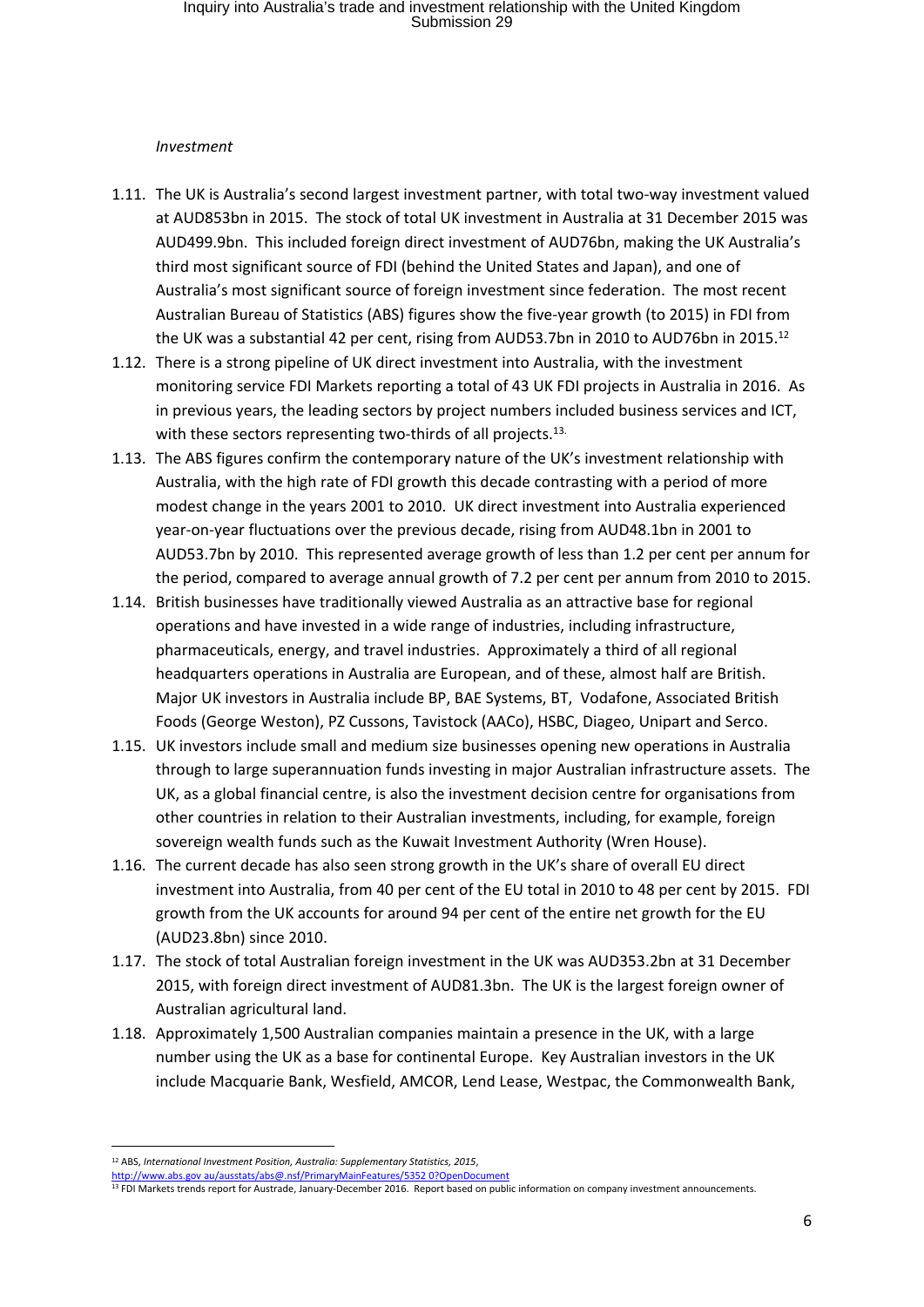*Investment*

1.11. The UK is Australia's second largest investment partner, with total two-way investment valued at AUD853bn in 2015. The stock of total UK investment in Australia at 31 December 2015 was AUD499.9bn. This included foreign direct investment of AUD76bn, making the UK Australia's third most significant source of FDI (behind the United States and Japan), and one of Australia's most significant source of foreign investment since federation. The most recent Australian Bureau of Statistics (ABS) figures show the five-year growth (to 2015) in FDI from the UK was a substantial 42 per cent, rising from AUD53.7bn in 2010 to AUD76bn in 2015.[12]

1.12. There is a strong pipeline of UK direct investment into Australia, with the investment monitoring service FDI Markets reporting a total of 43 UK FDI projects in Australia in 2016. As in previous years, the leading sectors by project numbers included business services and ICT, with these sectors representing two-thirds of all projects.[13]

1.13. The ABS figures confirm the contemporary nature of the UK's investment relationship with Australia, with the high rate of FDI growth this decade contrasting with a period of more modest change in the years 2001 to 2010. UK direct investment into Australia experienced year-on-year fluctuations over the previous decade, rising from AUD48.1bn in 2001 to AUD53.7bn by 2010. This represented average growth of less than 1.2 per cent per annum for the period, compared to average annual growth of 7.2 per cent per annum from 2010 to 2015.

1.14. British businesses have traditionally viewed Australia as an attractive base for regional operations and have invested in a wide range of industries, including infrastructure, pharmaceuticals, energy, and travel industries. Approximately a third of all regional headquarters operations in Australia are European, and of these, almost half are British. Major UK investors in Australia include BP, BAE Systems, BT, Vodafone, Associated British Foods (George Weston), PZ Cussons, Tavistock (AACo), HSBC, Diageo, Unipart and Serco.

1.15. UK investors include small and medium size businesses opening new operations in Australia through to large superannuation funds investing in major Australian infrastructure assets. The UK, as a global financial centre, is also the investment decision centre for organisations from other countries in relation to their Australian investments, including, for example, foreign sovereign wealth funds such as the Kuwait Investment Authority (Wren House).

1.16. The current decade has also seen strong growth in the UK's share of overall EU direct investment into Australia, from 40 per cent of the EU total in 2010 to 48 per cent by 2015. FDI growth from the UK accounts for around 94 per cent of the entire net growth for the EU (AUD23.8bn) since 2010.

1.17. The stock of total Australian foreign investment in the UK was AUD353.2bn at 31 December 2015, with foreign direct investment of AUD81.3bn. The UK is the largest foreign owner of Australian agricultural land.

1.18. Approximately 1,500 Australian companies maintain a presence in the UK, with a large number using the UK as a base for continental Europe. Key Australian investors in the UK include Macquarie Bank, Wesfield, AMCOR, Lend Lease, Westpac, the Commonwealth Bank,

---

[12] ABS, *International Investment Position, Australia: Supplementary Statistics, 2015*, http://www.abs.gov.au/ausstats/abs@.nsf/PrimaryMainFeatures/5352.0?OpenDocument

[13] FDI Markets trends report for Austrade, January-December 2016. Report based on public information on company investment announcements.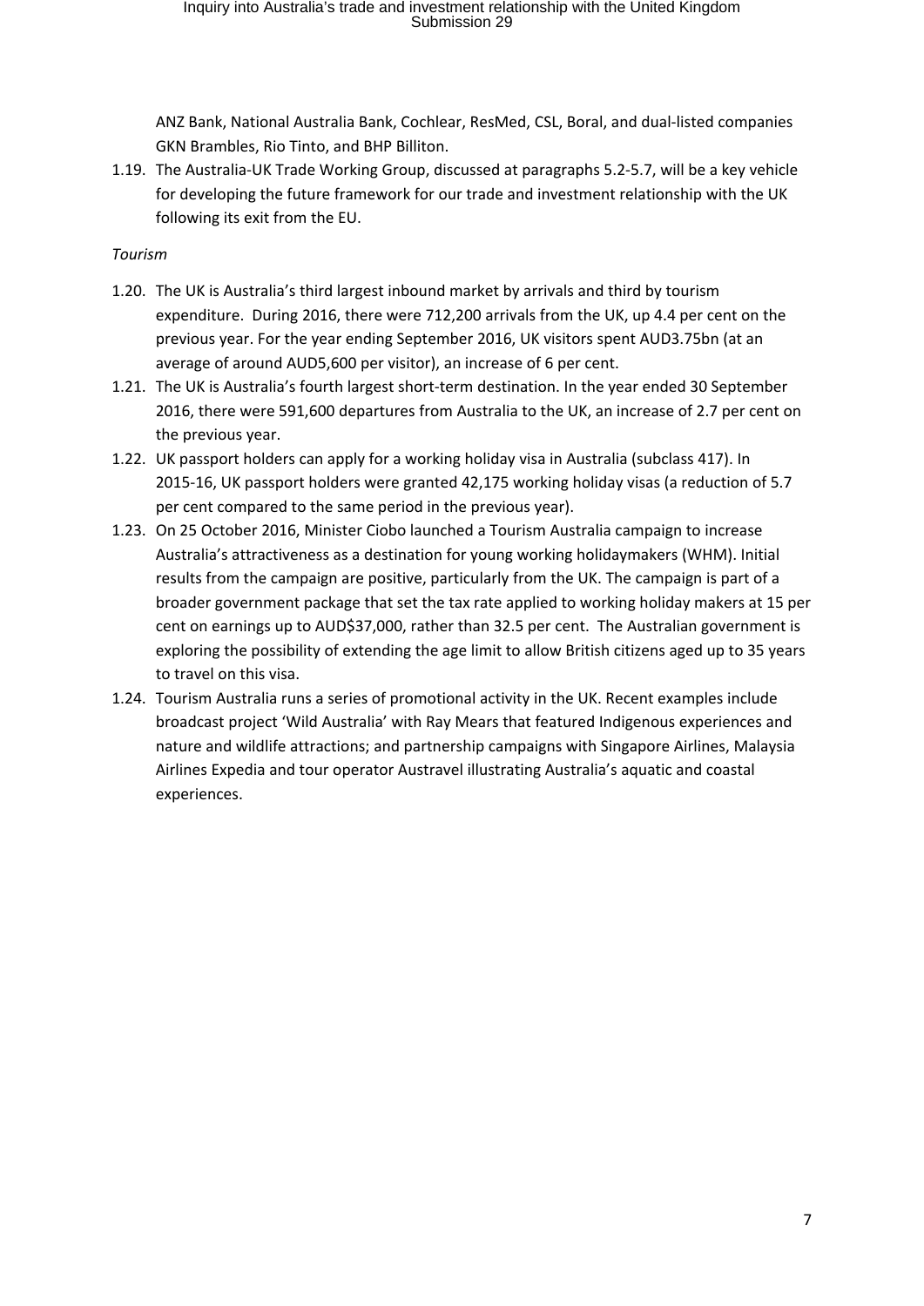ANZ Bank, National Australia Bank, Cochlear, ResMed, CSL, Boral, and dual-listed companies GKN Brambles, Rio Tinto, and BHP Billiton.

1.19. The Australia-UK Trade Working Group, discussed at paragraphs 5.2-5.7, will be a key vehicle for developing the future framework for our trade and investment relationship with the UK following its exit from the EU.

*Tourism*

1.20. The UK is Australia's third largest inbound market by arrivals and third by tourism expenditure. During 2016, there were 712,200 arrivals from the UK, up 4.4 per cent on the previous year. For the year ending September 2016, UK visitors spent AUD3.75bn (at an average of around AUD5,600 per visitor), an increase of 6 per cent.

1.21. The UK is Australia's fourth largest short-term destination. In the year ended 30 September 2016, there were 591,600 departures from Australia to the UK, an increase of 2.7 per cent on the previous year.

1.22. UK passport holders can apply for a working holiday visa in Australia (subclass 417). In 2015-16, UK passport holders were granted 42,175 working holiday visas (a reduction of 5.7 per cent compared to the same period in the previous year).

1.23. On 25 October 2016, Minister Ciobo launched a Tourism Australia campaign to increase Australia's attractiveness as a destination for young working holidaymakers (WHM). Initial results from the campaign are positive, particularly from the UK. The campaign is part of a broader government package that set the tax rate applied to working holiday makers at 15 per cent on earnings up to AUD$37,000, rather than 32.5 per cent. The Australian government is exploring the possibility of extending the age limit to allow British citizens aged up to 35 years to travel on this visa.

1.24. Tourism Australia runs a series of promotional activity in the UK. Recent examples include broadcast project 'Wild Australia' with Ray Mears that featured Indigenous experiences and nature and wildlife attractions; and partnership campaigns with Singapore Airlines, Malaysia Airlines Expedia and tour operator Austravel illustrating Australia's aquatic and coastal experiences.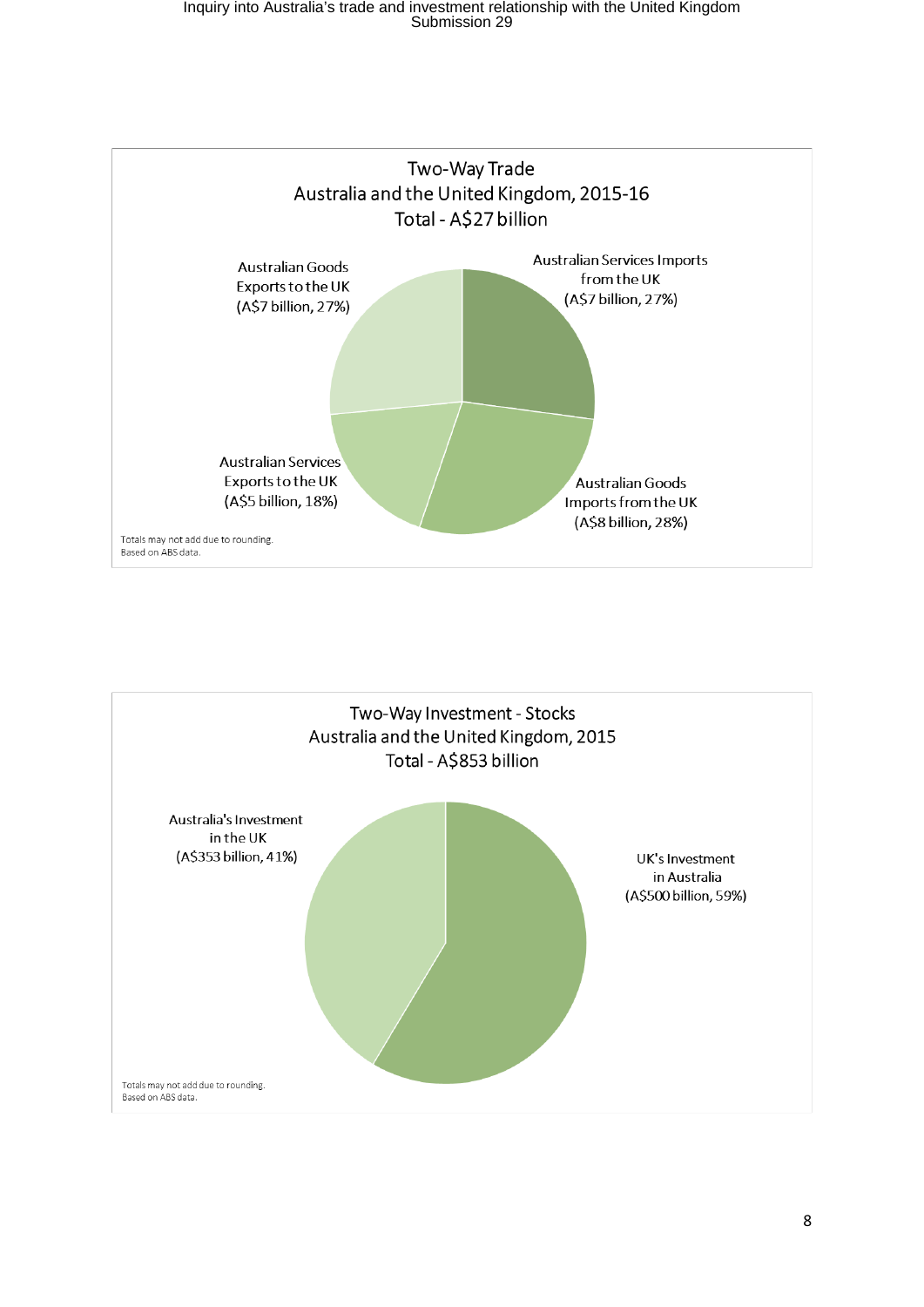**Two-Way Trade**
**Australia and the United Kingdom, 2015-16**
**Total - A$27 billion**

Australian Goods Exports to the UK (A$7 billion, 27%)

Australian Services Imports from the UK (A$7 billion, 27%)

Australian Services Exports to the UK (A$5 billion, 18%)

Australian Goods Imports from the UK (A$8 billion, 28%)

Totals may not add due to rounding.
Based on ABS data.

**Two-Way Investment - Stocks**
**Australia and the United Kingdom, 2015**
**Total - A$853 billion**

Australia's Investment in the UK (A$353 billion, 41%)

UK's Investment in Australia (A$500 billion, 59%)

Totals may not add due to rounding.
Based on ABS data.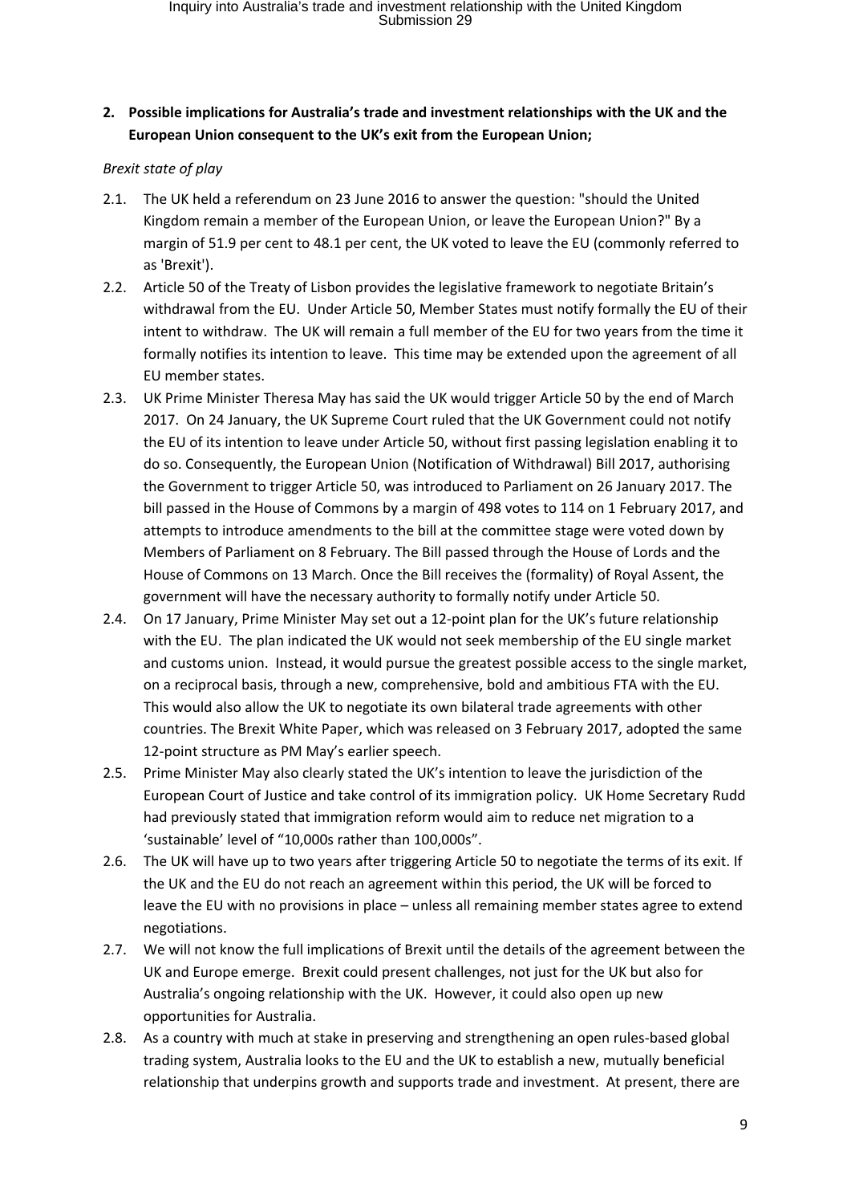**2. Possible implications for Australia's trade and investment relationships with the UK and the European Union consequent to the UK's exit from the European Union;**

*Brexit state of play*

2.1. The UK held a referendum on 23 June 2016 to answer the question: "should the United Kingdom remain a member of the European Union, or leave the European Union?" By a margin of 51.9 per cent to 48.1 per cent, the UK voted to leave the EU (commonly referred to as 'Brexit').

2.2. Article 50 of the Treaty of Lisbon provides the legislative framework to negotiate Britain's withdrawal from the EU. Under Article 50, Member States must notify formally the EU of their intent to withdraw. The UK will remain a full member of the EU for two years from the time it formally notifies its intention to leave. This time may be extended upon the agreement of all EU member states.

2.3. UK Prime Minister Theresa May has said the UK would trigger Article 50 by the end of March 2017. On 24 January, the UK Supreme Court ruled that the UK Government could not notify the EU of its intention to leave under Article 50, without first passing legislation enabling it to do so. Consequently, the European Union (Notification of Withdrawal) Bill 2017, authorising the Government to trigger Article 50, was introduced to Parliament on 26 January 2017. The bill passed in the House of Commons by a margin of 498 votes to 114 on 1 February 2017, and attempts to introduce amendments to the bill at the committee stage were voted down by Members of Parliament on 8 February. The Bill passed through the House of Lords and the House of Commons on 13 March. Once the Bill receives the (formality) of Royal Assent, the government will have the necessary authority to formally notify under Article 50.

2.4. On 17 January, Prime Minister May set out a 12-point plan for the UK's future relationship with the EU. The plan indicated the UK would not seek membership of the EU single market and customs union. Instead, it would pursue the greatest possible access to the single market, on a reciprocal basis, through a new, comprehensive, bold and ambitious FTA with the EU. This would also allow the UK to negotiate its own bilateral trade agreements with other countries. The Brexit White Paper, which was released on 3 February 2017, adopted the same 12-point structure as PM May's earlier speech.

2.5. Prime Minister May also clearly stated the UK's intention to leave the jurisdiction of the European Court of Justice and take control of its immigration policy. UK Home Secretary Rudd had previously stated that immigration reform would aim to reduce net migration to a 'sustainable' level of "10,000s rather than 100,000s".

2.6. The UK will have up to two years after triggering Article 50 to negotiate the terms of its exit. If the UK and the EU do not reach an agreement within this period, the UK will be forced to leave the EU with no provisions in place – unless all remaining member states agree to extend negotiations.

2.7. We will not know the full implications of Brexit until the details of the agreement between the UK and Europe emerge. Brexit could present challenges, not just for the UK but also for Australia's ongoing relationship with the UK. However, it could also open up new opportunities for Australia.

2.8. As a country with much at stake in preserving and strengthening an open rules-based global trading system, Australia looks to the EU and the UK to establish a new, mutually beneficial relationship that underpins growth and supports trade and investment. At present, there are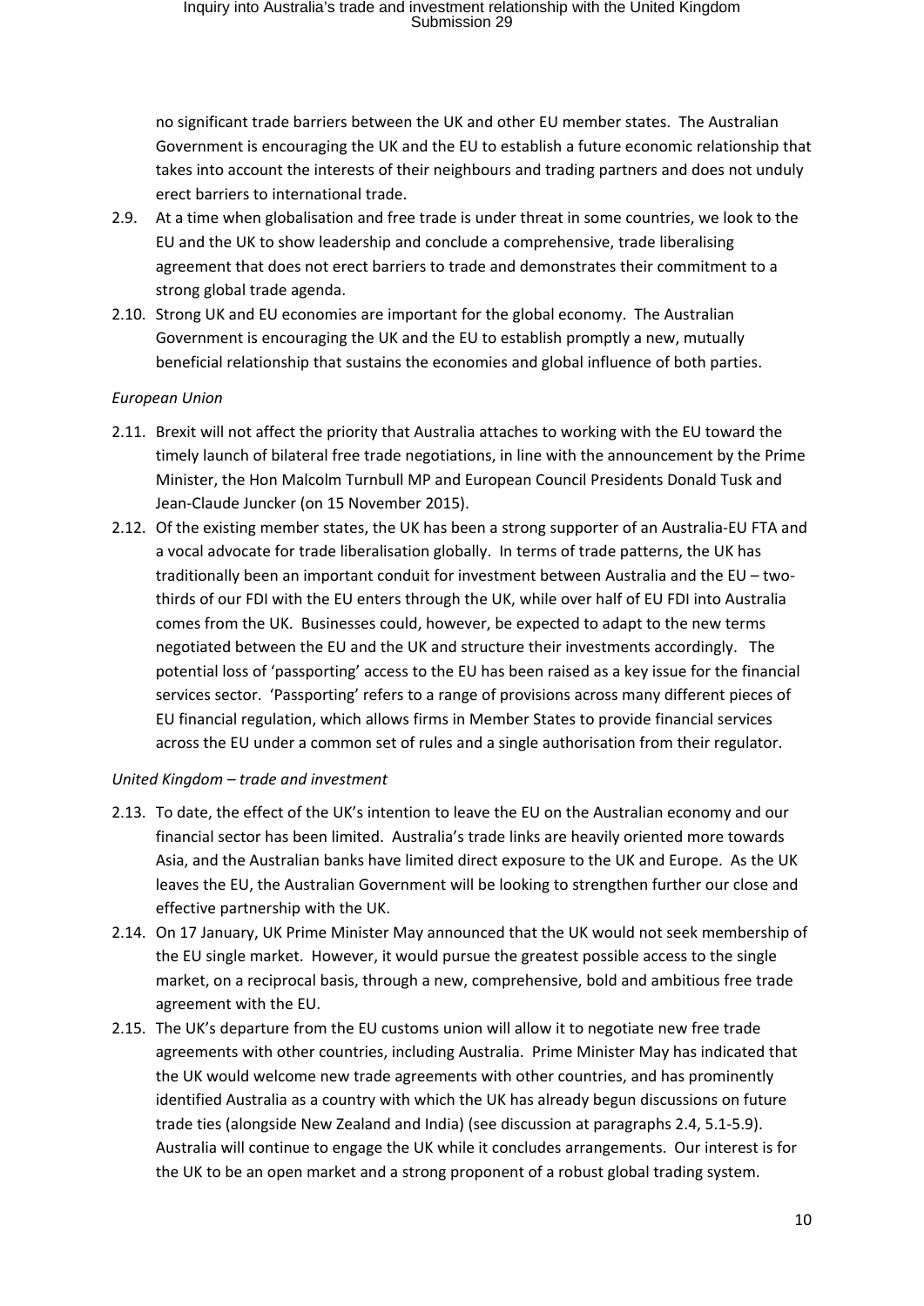no significant trade barriers between the UK and other EU member states. The Australian Government is encouraging the UK and the EU to establish a future economic relationship that takes into account the interests of their neighbours and trading partners and does not unduly erect barriers to international trade.

2.9. At a time when globalisation and free trade is under threat in some countries, we look to the EU and the UK to show leadership and conclude a comprehensive, trade liberalising agreement that does not erect barriers to trade and demonstrates their commitment to a strong global trade agenda.

2.10. Strong UK and EU economies are important for the global economy. The Australian Government is encouraging the UK and the EU to establish promptly a new, mutually beneficial relationship that sustains the economies and global influence of both parties.

*European Union*

2.11. Brexit will not affect the priority that Australia attaches to working with the EU toward the timely launch of bilateral free trade negotiations, in line with the announcement by the Prime Minister, the Hon Malcolm Turnbull MP and European Council Presidents Donald Tusk and Jean-Claude Juncker (on 15 November 2015).

2.12. Of the existing member states, the UK has been a strong supporter of an Australia-EU FTA and a vocal advocate for trade liberalisation globally. In terms of trade patterns, the UK has traditionally been an important conduit for investment between Australia and the EU – two-thirds of our FDI with the EU enters through the UK, while over half of EU FDI into Australia comes from the UK. Businesses could, however, be expected to adapt to the new terms negotiated between the EU and the UK and structure their investments accordingly. The potential loss of 'passporting' access to the EU has been raised as a key issue for the financial services sector. 'Passporting' refers to a range of provisions across many different pieces of EU financial regulation, which allows firms in Member States to provide financial services across the EU under a common set of rules and a single authorisation from their regulator.

*United Kingdom – trade and investment*

2.13. To date, the effect of the UK's intention to leave the EU on the Australian economy and our financial sector has been limited. Australia's trade links are heavily oriented more towards Asia, and the Australian banks have limited direct exposure to the UK and Europe. As the UK leaves the EU, the Australian Government will be looking to strengthen further our close and effective partnership with the UK.

2.14. On 17 January, UK Prime Minister May announced that the UK would not seek membership of the EU single market. However, it would pursue the greatest possible access to the single market, on a reciprocal basis, through a new, comprehensive, bold and ambitious free trade agreement with the EU.

2.15. The UK's departure from the EU customs union will allow it to negotiate new free trade agreements with other countries, including Australia. Prime Minister May has indicated that the UK would welcome new trade agreements with other countries, and has prominently identified Australia as a country with which the UK has already begun discussions on future trade ties (alongside New Zealand and India) (see discussion at paragraphs 2.4, 5.1-5.9). Australia will continue to engage the UK while it concludes arrangements. Our interest is for the UK to be an open market and a strong proponent of a robust global trading system.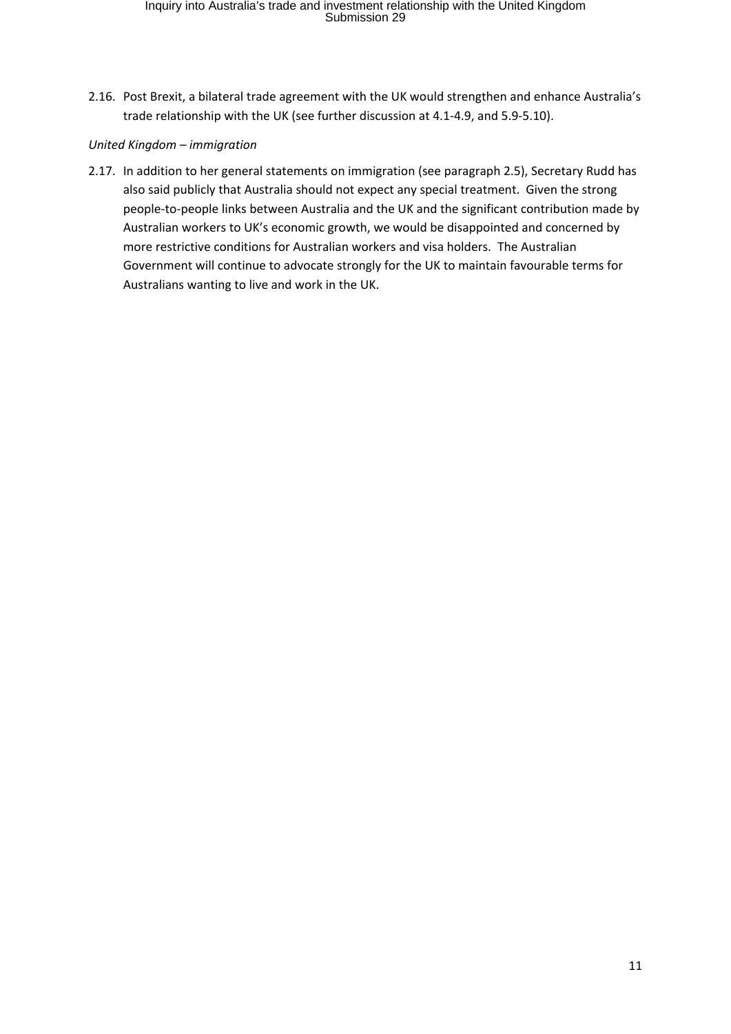2.16. Post Brexit, a bilateral trade agreement with the UK would strengthen and enhance Australia's trade relationship with the UK (see further discussion at 4.1-4.9, and 5.9-5.10).

*United Kingdom – immigration*

2.17. In addition to her general statements on immigration (see paragraph 2.5), Secretary Rudd has also said publicly that Australia should not expect any special treatment. Given the strong people-to-people links between Australia and the UK and the significant contribution made by Australian workers to UK's economic growth, we would be disappointed and concerned by more restrictive conditions for Australian workers and visa holders. The Australian Government will continue to advocate strongly for the UK to maintain favourable terms for Australians wanting to live and work in the UK.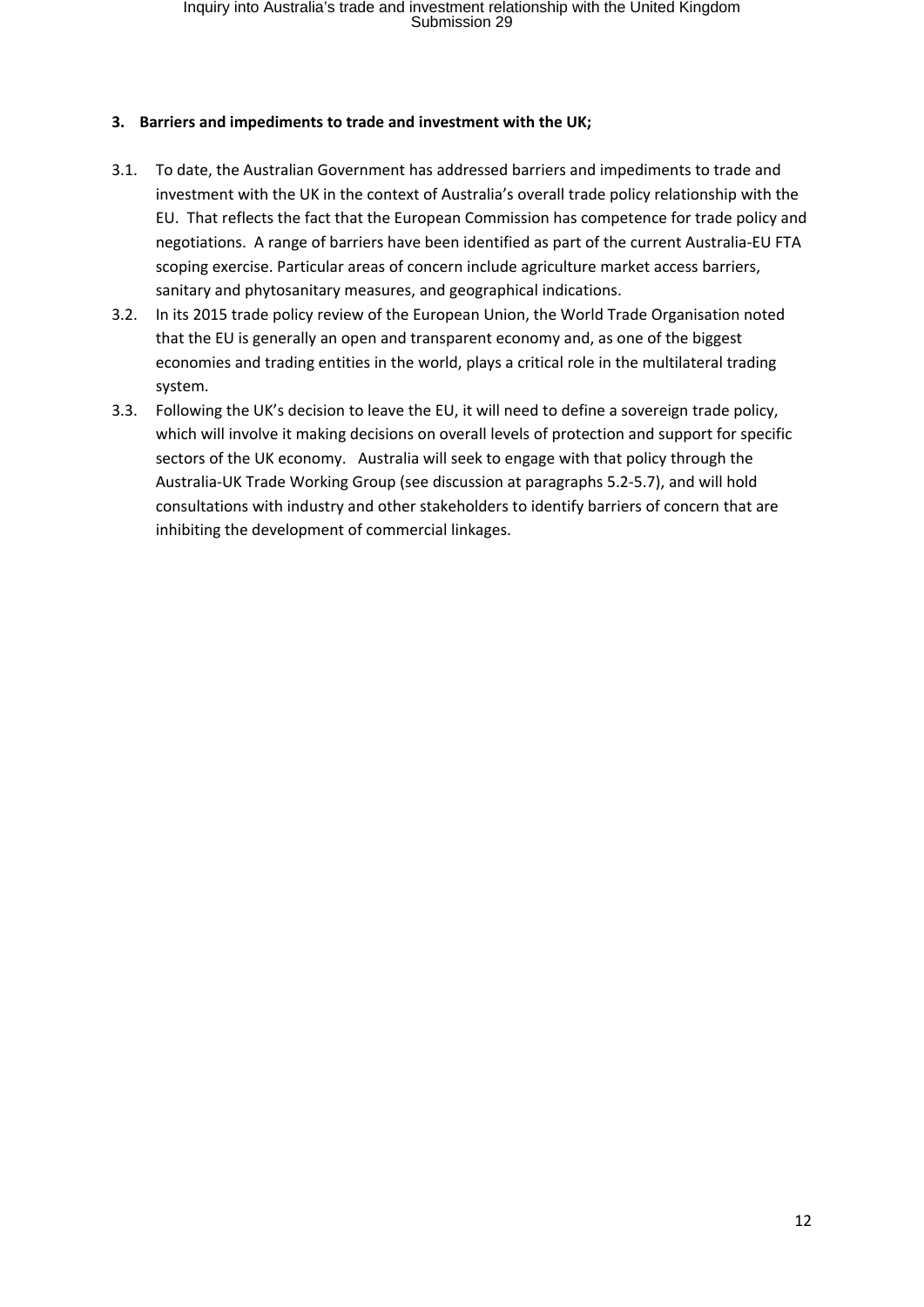### 3. Barriers and impediments to trade and investment with the UK;

3.1. To date, the Australian Government has addressed barriers and impediments to trade and investment with the UK in the context of Australia's overall trade policy relationship with the EU. That reflects the fact that the European Commission has competence for trade policy and negotiations. A range of barriers have been identified as part of the current Australia-EU FTA scoping exercise. Particular areas of concern include agriculture market access barriers, sanitary and phytosanitary measures, and geographical indications.

3.2. In its 2015 trade policy review of the European Union, the World Trade Organisation noted that the EU is generally an open and transparent economy and, as one of the biggest economies and trading entities in the world, plays a critical role in the multilateral trading system.

3.3. Following the UK's decision to leave the EU, it will need to define a sovereign trade policy, which will involve it making decisions on overall levels of protection and support for specific sectors of the UK economy. Australia will seek to engage with that policy through the Australia-UK Trade Working Group (see discussion at paragraphs 5.2-5.7), and will hold consultations with industry and other stakeholders to identify barriers of concern that are inhibiting the development of commercial linkages.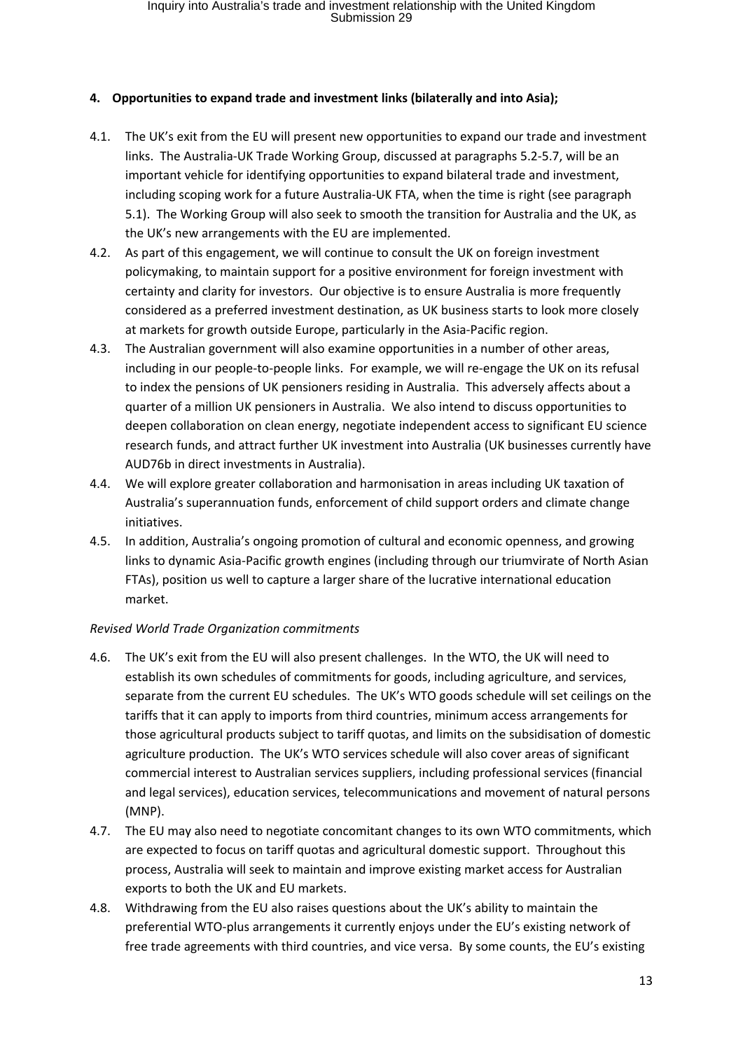**4. Opportunities to expand trade and investment links (bilaterally and into Asia);**

4.1. The UK's exit from the EU will present new opportunities to expand our trade and investment links. The Australia-UK Trade Working Group, discussed at paragraphs 5.2-5.7, will be an important vehicle for identifying opportunities to expand bilateral trade and investment, including scoping work for a future Australia-UK FTA, when the time is right (see paragraph 5.1). The Working Group will also seek to smooth the transition for Australia and the UK, as the UK's new arrangements with the EU are implemented.

4.2. As part of this engagement, we will continue to consult the UK on foreign investment policymaking, to maintain support for a positive environment for foreign investment with certainty and clarity for investors. Our objective is to ensure Australia is more frequently considered as a preferred investment destination, as UK business starts to look more closely at markets for growth outside Europe, particularly in the Asia-Pacific region.

4.3. The Australian government will also examine opportunities in a number of other areas, including in our people-to-people links. For example, we will re-engage the UK on its refusal to index the pensions of UK pensioners residing in Australia. This adversely affects about a quarter of a million UK pensioners in Australia. We also intend to discuss opportunities to deepen collaboration on clean energy, negotiate independent access to significant EU science research funds, and attract further UK investment into Australia (UK businesses currently have AUD76b in direct investments in Australia).

4.4. We will explore greater collaboration and harmonisation in areas including UK taxation of Australia's superannuation funds, enforcement of child support orders and climate change initiatives.

4.5. In addition, Australia's ongoing promotion of cultural and economic openness, and growing links to dynamic Asia-Pacific growth engines (including through our triumvirate of North Asian FTAs), position us well to capture a larger share of the lucrative international education market.

*Revised World Trade Organization commitments*

4.6. The UK's exit from the EU will also present challenges. In the WTO, the UK will need to establish its own schedules of commitments for goods, including agriculture, and services, separate from the current EU schedules. The UK's WTO goods schedule will set ceilings on the tariffs that it can apply to imports from third countries, minimum access arrangements for those agricultural products subject to tariff quotas, and limits on the subsidisation of domestic agriculture production. The UK's WTO services schedule will also cover areas of significant commercial interest to Australian services suppliers, including professional services (financial and legal services), education services, telecommunications and movement of natural persons (MNP).

4.7. The EU may also need to negotiate concomitant changes to its own WTO commitments, which are expected to focus on tariff quotas and agricultural domestic support. Throughout this process, Australia will seek to maintain and improve existing market access for Australian exports to both the UK and EU markets.

4.8. Withdrawing from the EU also raises questions about the UK's ability to maintain the preferential WTO-plus arrangements it currently enjoys under the EU's existing network of free trade agreements with third countries, and vice versa. By some counts, the EU's existing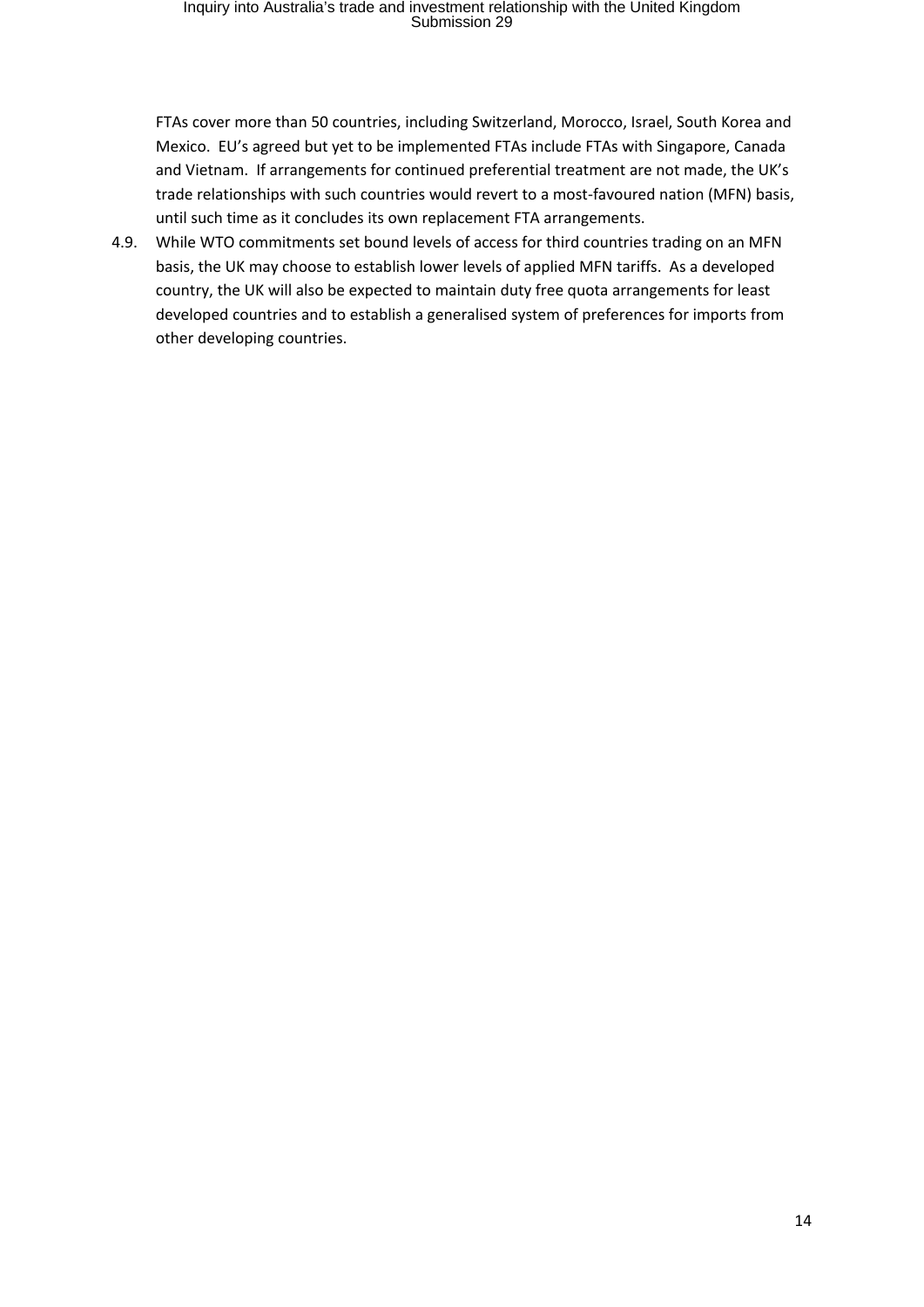FTAs cover more than 50 countries, including Switzerland, Morocco, Israel, South Korea and Mexico. EU's agreed but yet to be implemented FTAs include FTAs with Singapore, Canada and Vietnam. If arrangements for continued preferential treatment are not made, the UK's trade relationships with such countries would revert to a most-favoured nation (MFN) basis, until such time as it concludes its own replacement FTA arrangements.

4.9. While WTO commitments set bound levels of access for third countries trading on an MFN basis, the UK may choose to establish lower levels of applied MFN tariffs. As a developed country, the UK will also be expected to maintain duty free quota arrangements for least developed countries and to establish a generalised system of preferences for imports from other developing countries.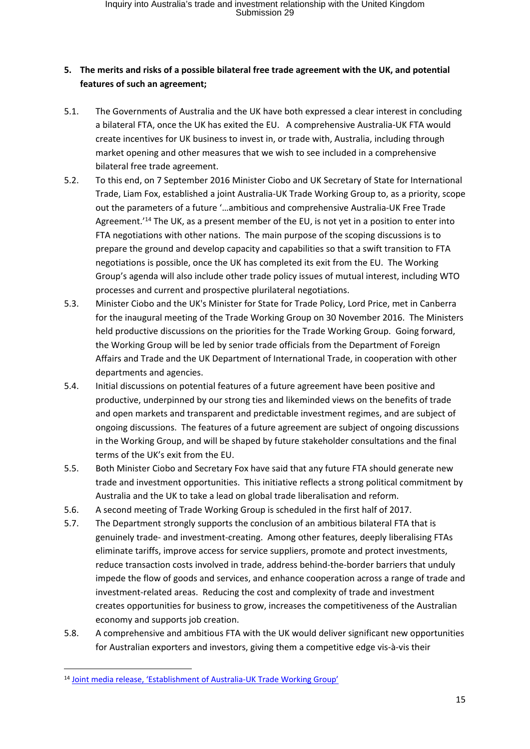**5. The merits and risks of a possible bilateral free trade agreement with the UK, and potential features of such an agreement;**

5.1. The Governments of Australia and the UK have both expressed a clear interest in concluding a bilateral FTA, once the UK has exited the EU. A comprehensive Australia-UK FTA would create incentives for UK business to invest in, or trade with, Australia, including through market opening and other measures that we wish to see included in a comprehensive bilateral free trade agreement.

5.2. To this end, on 7 September 2016 Minister Ciobo and UK Secretary of State for International Trade, Liam Fox, established a joint Australia-UK Trade Working Group to, as a priority, scope out the parameters of a future '…ambitious and comprehensive Australia-UK Free Trade Agreement.'[14] The UK, as a present member of the EU, is not yet in a position to enter into FTA negotiations with other nations. The main purpose of the scoping discussions is to prepare the ground and develop capacity and capabilities so that a swift transition to FTA negotiations is possible, once the UK has completed its exit from the EU. The Working Group's agenda will also include other trade policy issues of mutual interest, including WTO processes and current and prospective plurilateral negotiations.

5.3. Minister Ciobo and the UK's Minister for State for Trade Policy, Lord Price, met in Canberra for the inaugural meeting of the Trade Working Group on 30 November 2016. The Ministers held productive discussions on the priorities for the Trade Working Group. Going forward, the Working Group will be led by senior trade officials from the Department of Foreign Affairs and Trade and the UK Department of International Trade, in cooperation with other departments and agencies.

5.4. Initial discussions on potential features of a future agreement have been positive and productive, underpinned by our strong ties and likeminded views on the benefits of trade and open markets and transparent and predictable investment regimes, and are subject of ongoing discussions. The features of a future agreement are subject of ongoing discussions in the Working Group, and will be shaped by future stakeholder consultations and the final terms of the UK's exit from the EU.

5.5. Both Minister Ciobo and Secretary Fox have said that any future FTA should generate new trade and investment opportunities. This initiative reflects a strong political commitment by Australia and the UK to take a lead on global trade liberalisation and reform.

5.6. A second meeting of Trade Working Group is scheduled in the first half of 2017.

5.7. The Department strongly supports the conclusion of an ambitious bilateral FTA that is genuinely trade- and investment-creating. Among other features, deeply liberalising FTAs eliminate tariffs, improve access for service suppliers, promote and protect investments, reduce transaction costs involved in trade, address behind-the-border barriers that unduly impede the flow of goods and services, and enhance cooperation across a range of trade and investment-related areas. Reducing the cost and complexity of trade and investment creates opportunities for business to grow, increases the competitiveness of the Australian economy and supports job creation.

5.8. A comprehensive and ambitious FTA with the UK would deliver significant new opportunities for Australian exporters and investors, giving them a competitive edge vis-à-vis their

---

[14] Joint media release, 'Establishment of Australia-UK Trade Working Group'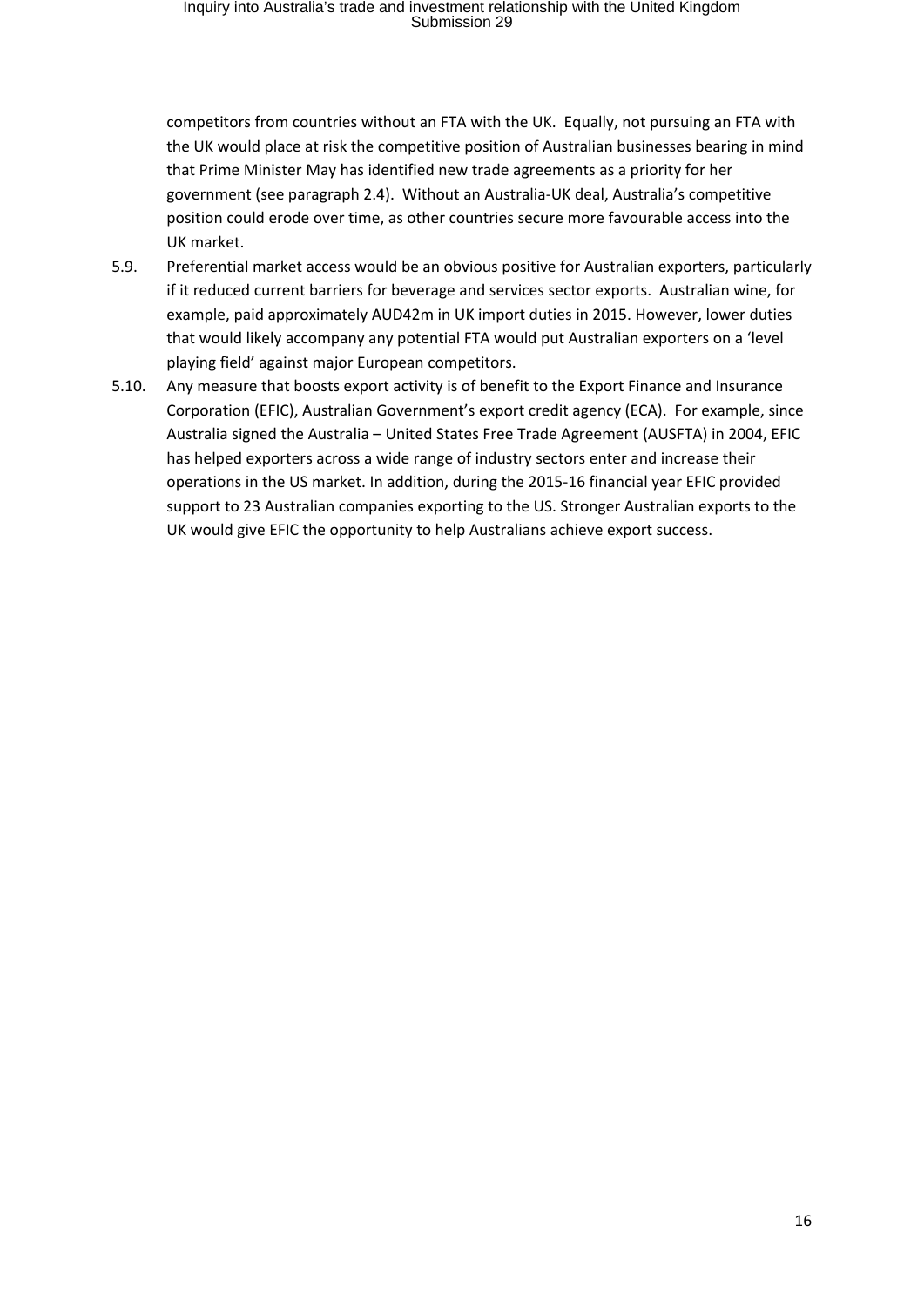competitors from countries without an FTA with the UK. Equally, not pursuing an FTA with the UK would place at risk the competitive position of Australian businesses bearing in mind that Prime Minister May has identified new trade agreements as a priority for her government (see paragraph 2.4). Without an Australia-UK deal, Australia's competitive position could erode over time, as other countries secure more favourable access into the UK market.

5.9. Preferential market access would be an obvious positive for Australian exporters, particularly if it reduced current barriers for beverage and services sector exports. Australian wine, for example, paid approximately AUD42m in UK import duties in 2015. However, lower duties that would likely accompany any potential FTA would put Australian exporters on a 'level playing field' against major European competitors.

5.10. Any measure that boosts export activity is of benefit to the Export Finance and Insurance Corporation (EFIC), Australian Government's export credit agency (ECA). For example, since Australia signed the Australia – United States Free Trade Agreement (AUSFTA) in 2004, EFIC has helped exporters across a wide range of industry sectors enter and increase their operations in the US market. In addition, during the 2015-16 financial year EFIC provided support to 23 Australian companies exporting to the US. Stronger Australian exports to the UK would give EFIC the opportunity to help Australians achieve export success.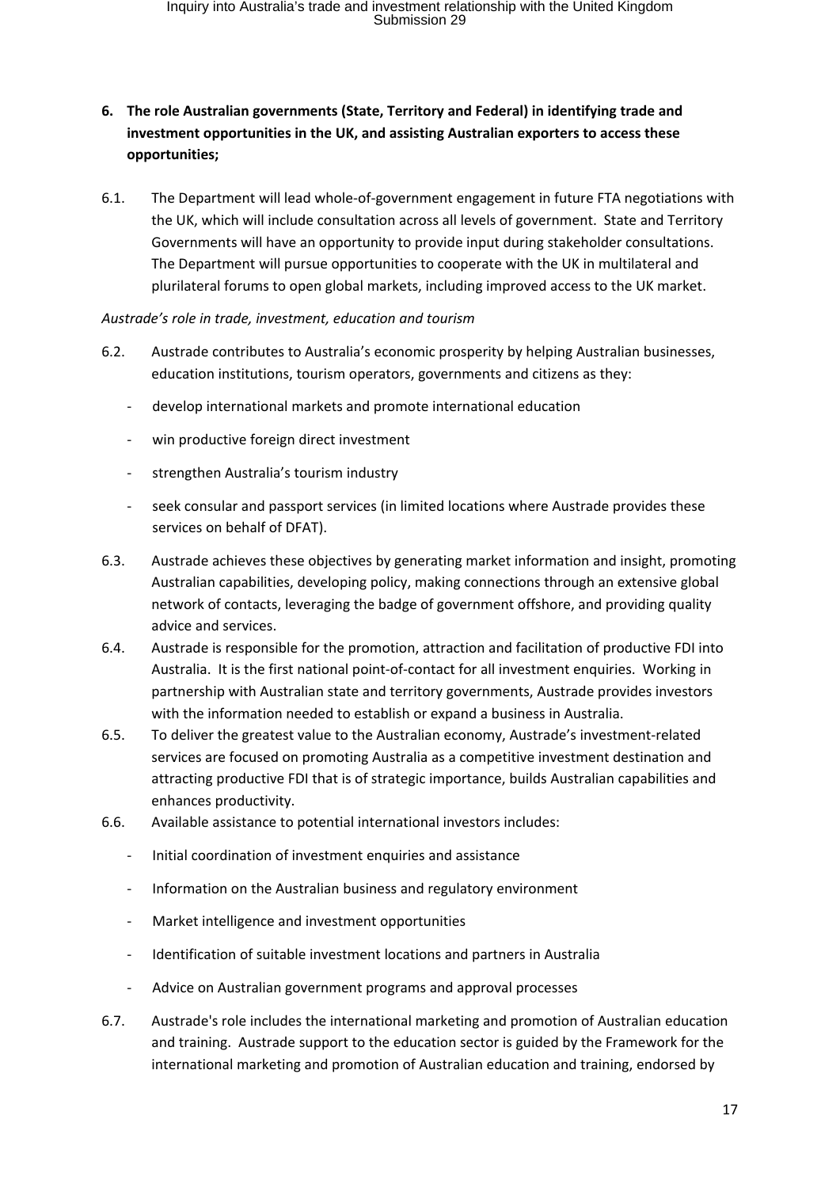**6. The role Australian governments (State, Territory and Federal) in identifying trade and investment opportunities in the UK, and assisting Australian exporters to access these opportunities;**

6.1. The Department will lead whole-of-government engagement in future FTA negotiations with the UK, which will include consultation across all levels of government. State and Territory Governments will have an opportunity to provide input during stakeholder consultations. The Department will pursue opportunities to cooperate with the UK in multilateral and plurilateral forums to open global markets, including improved access to the UK market.

*Austrade's role in trade, investment, education and tourism*

6.2. Austrade contributes to Australia's economic prosperity by helping Australian businesses, education institutions, tourism operators, governments and citizens as they:

- develop international markets and promote international education
- win productive foreign direct investment
- strengthen Australia's tourism industry
- seek consular and passport services (in limited locations where Austrade provides these services on behalf of DFAT).

6.3. Austrade achieves these objectives by generating market information and insight, promoting Australian capabilities, developing policy, making connections through an extensive global network of contacts, leveraging the badge of government offshore, and providing quality advice and services.

6.4. Austrade is responsible for the promotion, attraction and facilitation of productive FDI into Australia. It is the first national point-of-contact for all investment enquiries. Working in partnership with Australian state and territory governments, Austrade provides investors with the information needed to establish or expand a business in Australia.

6.5. To deliver the greatest value to the Australian economy, Austrade's investment-related services are focused on promoting Australia as a competitive investment destination and attracting productive FDI that is of strategic importance, builds Australian capabilities and enhances productivity.

6.6. Available assistance to potential international investors includes:

- Initial coordination of investment enquiries and assistance
- Information on the Australian business and regulatory environment
- Market intelligence and investment opportunities
- Identification of suitable investment locations and partners in Australia
- Advice on Australian government programs and approval processes

6.7. Austrade's role includes the international marketing and promotion of Australian education and training. Austrade support to the education sector is guided by the Framework for the international marketing and promotion of Australian education and training, endorsed by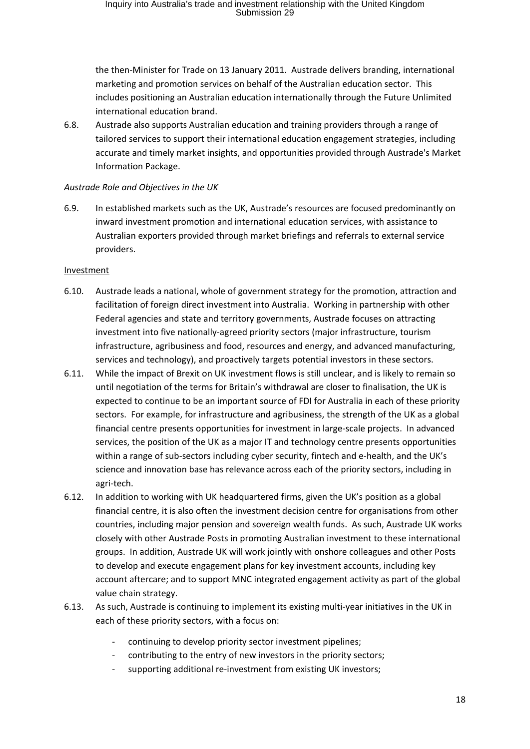the then-Minister for Trade on 13 January 2011. Austrade delivers branding, international marketing and promotion services on behalf of the Australian education sector. This includes positioning an Australian education internationally through the Future Unlimited international education brand.

6.8. Austrade also supports Australian education and training providers through a range of tailored services to support their international education engagement strategies, including accurate and timely market insights, and opportunities provided through Austrade's Market Information Package.

*Austrade Role and Objectives in the UK*

6.9. In established markets such as the UK, Austrade's resources are focused predominantly on inward investment promotion and international education services, with assistance to Australian exporters provided through market briefings and referrals to external service providers.

Investment

6.10. Austrade leads a national, whole of government strategy for the promotion, attraction and facilitation of foreign direct investment into Australia. Working in partnership with other Federal agencies and state and territory governments, Austrade focuses on attracting investment into five nationally-agreed priority sectors (major infrastructure, tourism infrastructure, agribusiness and food, resources and energy, and advanced manufacturing, services and technology), and proactively targets potential investors in these sectors.

6.11. While the impact of Brexit on UK investment flows is still unclear, and is likely to remain so until negotiation of the terms for Britain's withdrawal are closer to finalisation, the UK is expected to continue to be an important source of FDI for Australia in each of these priority sectors. For example, for infrastructure and agribusiness, the strength of the UK as a global financial centre presents opportunities for investment in large-scale projects. In advanced services, the position of the UK as a major IT and technology centre presents opportunities within a range of sub-sectors including cyber security, fintech and e-health, and the UK's science and innovation base has relevance across each of the priority sectors, including in agri-tech.

6.12. In addition to working with UK headquartered firms, given the UK's position as a global financial centre, it is also often the investment decision centre for organisations from other countries, including major pension and sovereign wealth funds. As such, Austrade UK works closely with other Austrade Posts in promoting Australian investment to these international groups. In addition, Austrade UK will work jointly with onshore colleagues and other Posts to develop and execute engagement plans for key investment accounts, including key account aftercare; and to support MNC integrated engagement activity as part of the global value chain strategy.

6.13. As such, Austrade is continuing to implement its existing multi-year initiatives in the UK in each of these priority sectors, with a focus on:

- continuing to develop priority sector investment pipelines;
- contributing to the entry of new investors in the priority sectors;
- supporting additional re-investment from existing UK investors;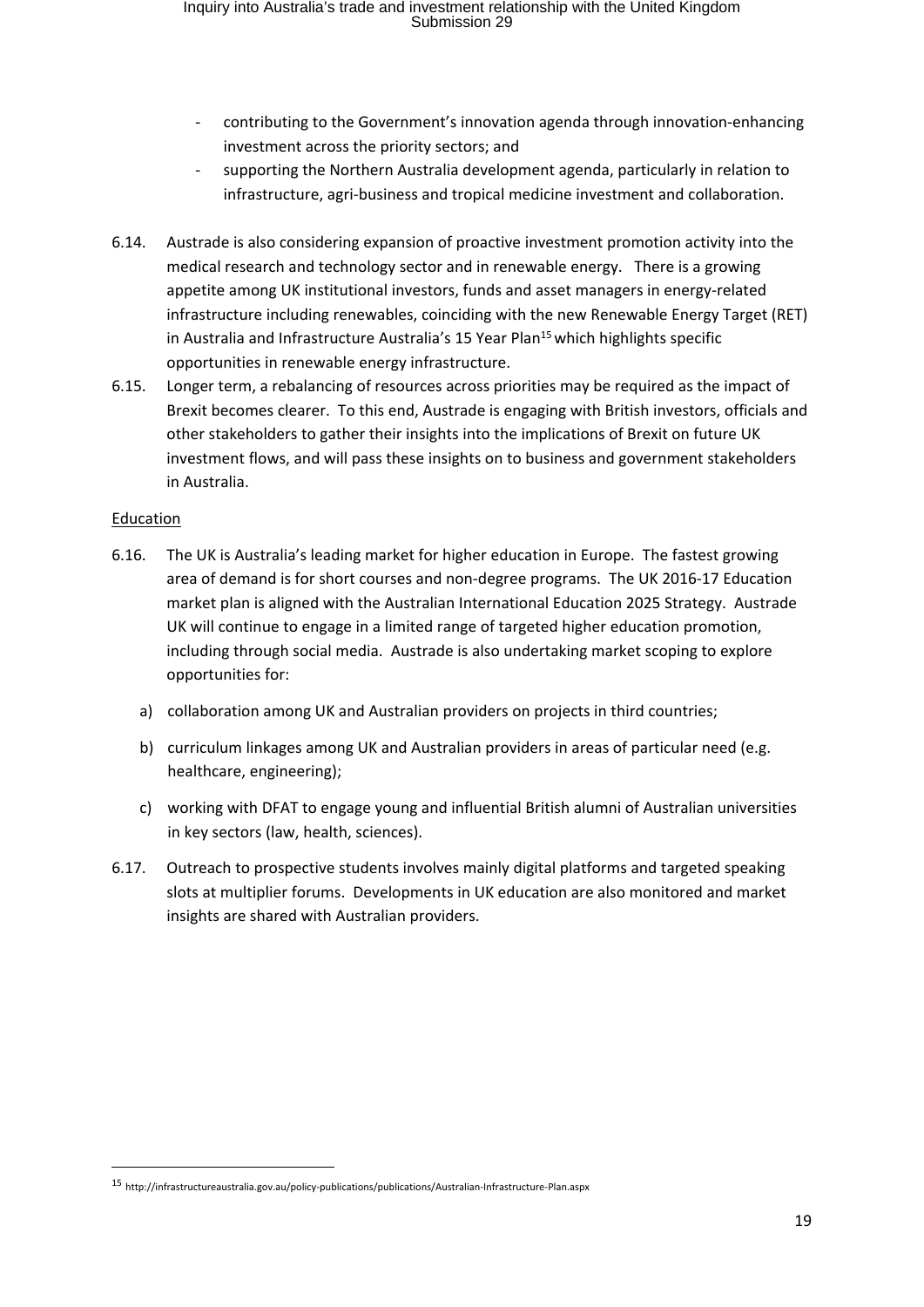- contributing to the Government's innovation agenda through innovation-enhancing investment across the priority sectors; and
- supporting the Northern Australia development agenda, particularly in relation to infrastructure, agri-business and tropical medicine investment and collaboration.

6.14. Austrade is also considering expansion of proactive investment promotion activity into the medical research and technology sector and in renewable energy. There is a growing appetite among UK institutional investors, funds and asset managers in energy-related infrastructure including renewables, coinciding with the new Renewable Energy Target (RET) in Australia and Infrastructure Australia's 15 Year Plan[15] which highlights specific opportunities in renewable energy infrastructure.

6.15. Longer term, a rebalancing of resources across priorities may be required as the impact of Brexit becomes clearer. To this end, Austrade is engaging with British investors, officials and other stakeholders to gather their insights into the implications of Brexit on future UK investment flows, and will pass these insights on to business and government stakeholders in Australia.

<u>Education</u>

6.16. The UK is Australia's leading market for higher education in Europe. The fastest growing area of demand is for short courses and non-degree programs. The UK 2016-17 Education market plan is aligned with the Australian International Education 2025 Strategy. Austrade UK will continue to engage in a limited range of targeted higher education promotion, including through social media. Austrade is also undertaking market scoping to explore opportunities for:

a) collaboration among UK and Australian providers on projects in third countries;

b) curriculum linkages among UK and Australian providers in areas of particular need (e.g. healthcare, engineering);

c) working with DFAT to engage young and influential British alumni of Australian universities in key sectors (law, health, sciences).

6.17. Outreach to prospective students involves mainly digital platforms and targeted speaking slots at multiplier forums. Developments in UK education are also monitored and market insights are shared with Australian providers.

---

[15] http://infrastructureaustralia.gov.au/policy-publications/publications/Australian-Infrastructure-Plan.aspx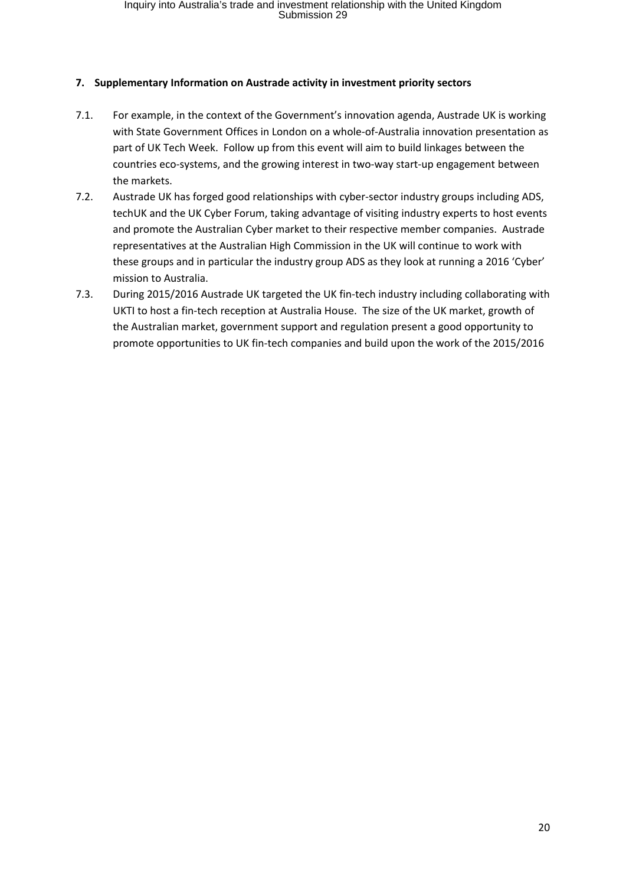**7. Supplementary Information on Austrade activity in investment priority sectors**

7.1. For example, in the context of the Government's innovation agenda, Austrade UK is working with State Government Offices in London on a whole-of-Australia innovation presentation as part of UK Tech Week. Follow up from this event will aim to build linkages between the countries eco-systems, and the growing interest in two-way start-up engagement between the markets.

7.2. Austrade UK has forged good relationships with cyber-sector industry groups including ADS, techUK and the UK Cyber Forum, taking advantage of visiting industry experts to host events and promote the Australian Cyber market to their respective member companies. Austrade representatives at the Australian High Commission in the UK will continue to work with these groups and in particular the industry group ADS as they look at running a 2016 'Cyber' mission to Australia.

7.3. During 2015/2016 Austrade UK targeted the UK fin-tech industry including collaborating with UKTI to host a fin-tech reception at Australia House. The size of the UK market, growth of the Australian market, government support and regulation present a good opportunity to promote opportunities to UK fin-tech companies and build upon the work of the 2015/2016